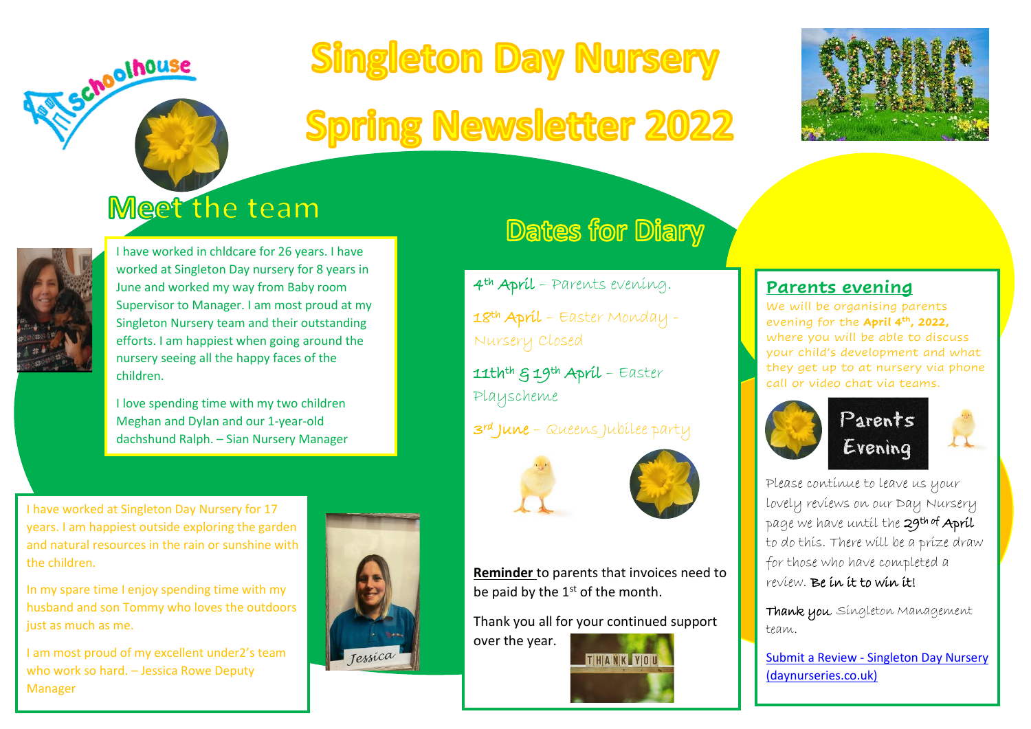# Singleton Day Nursery

# Spring Newsletter 2022

## Meet the team

I have worked in chldcare for 26 years. I have worked at Singleton Day nursery for 8 years in June and worked my way from Baby room Supervisor to Manager. I am most proud at my Singleton Nursery team and their outstanding efforts. I am happiest when going around the nursery seeing all the happy faces of the children.

I love spending time with my two children Meghan and Dylan and our 1-year-old dachshund Ralph. – Sian Nursery Manager

I have worked at Singleton Day Nursery for 17 years. I am happiest outside exploring the garden and natural resources in the rain or sunshine with the children.

In my spare time I enjoy spending time with my husband and son Tommy who loves the outdoors just as much as me.

I am most proud of my excellent under2's team who work so hard. – Jessica Rowe Deputy Manager

## Dates for Diary

4th April – Parents evening.

18th April – Easter Monday - Nursery Closed

11thth & 19th April – Easter Playscheme

3rd June – Queens Jubilee party

**Reminder** to parents that invoices need to be paid by the 1st of the month.

Thank you all for your continued support over the year.

## Parents evening

We will be organising parents evening for the **April 4th, 2022,** where you will be able to discuss your child's development and what they get up to at nursery via phone call or video chat via teams.

Please continue to leave us your lovely reviews on our Day Nursery page we have until the 29th of April to do this. There will be a prize draw for those who have completed a review. **Be in it to win it!**

**Thank you**, Singleton Management team.

Submit a Review - Singleton Day Nursery (daynurseries.co.uk)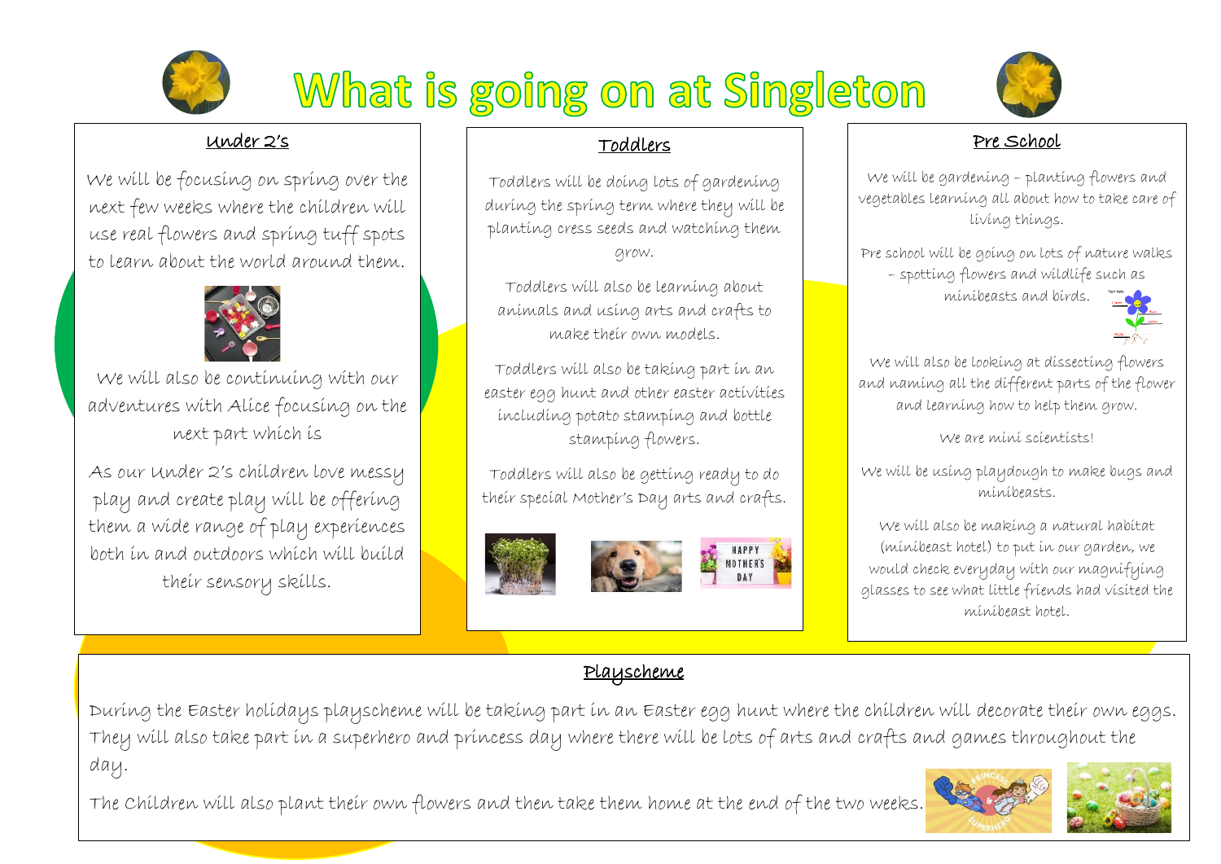# What is going on at Singleton

## Under 2's

We will be focusing on spring over the next few weeks where the children will use real flowers and spring tuff spots to learn about the world around them.

We will also be continuing with our adventures with Alice focusing on the next part which is

As our Under 2's children love messy play and create play will be offering them a wide range of play experiences both in and outdoors which will build their sensory skills.

## Toddlers

Toddlers will be doing lots of gardening during the spring term where they will be planting cress seeds and watching them grow.

Toddlers will also be learning about animals and using arts and crafts to make their own models.

Toddlers will also be taking part in an easter egg hunt and other easter activities including potato stamping and bottle stamping flowers.

Toddlers will also be getting ready to do their special Mother's Day arts and crafts.

## Pre School

We will be gardening – planting flowers and vegetables learning all about how to take care of living things.

Pre school will be going on lots of nature walks – spotting flowers and wildlife such as minibeasts and birds.

We will also be looking at dissecting flowers and naming all the different parts of the flower and learning how to help them grow.

We are mini scientists!

We will be using playdough to make bugs and minibeasts.

We will also be making a natural habitat (minibeast hotel) to put in our garden, we would check everyday with our magnifying glasses to see what little friends had visited the minibeast hotel.

## Playscheme

During the Easter holidays playscheme will be taking part in an Easter egg hunt where the children will decorate their own eggs. They will also take part in a superhero and princess day where there will be lots of arts and crafts and games throughout the day.

The Children will also plant their own flowers and then take them home at the end of the two weeks.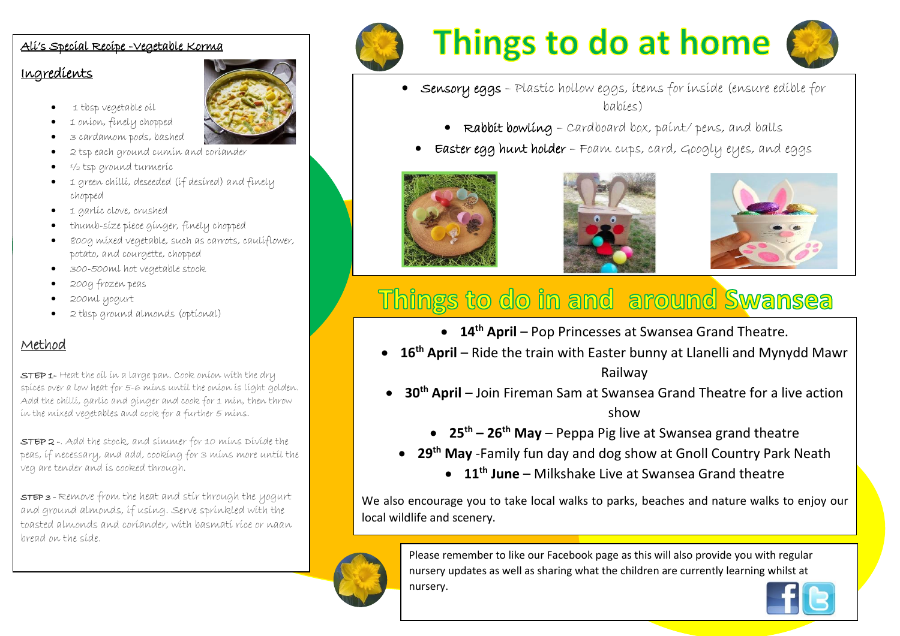## Ali's Special Recipe -Vegetable Korma

### Ingredients

- 1 tbsp vegetable oil
- 1 onion, finely chopped
- 3 cardamom pods, bashed
- 2 tsp each ground cumin and coriander
- ½ tsp ground turmeric
- 1 green chilli, deseeded (if desired) and finely chopped
- 1 garlic clove, crushed
- thumb-size piece ginger, finely chopped
- 800g mixed vegetable, such as carrots, cauliflower, potato, and courgette, chopped
- 300-500ml hot vegetable stock
- 200g frozen peas
- 200ml yogurt
- 2 tbsp ground almonds (optional)

### Method

**STEP 1**- Heat the oil in a large pan. Cook onion with the dry spices over a low heat for 5-6 mins until the onion is light golden. Add the chilli, garlic and ginger and cook for 1 min, then throw in the mixed vegetables and cook for a further 5 mins.

**STEP 2** -. Add the stock, and simmer for 10 mins Divide the peas, if necessary, and add, cooking for 3 mins more until the veg are tender and is cooked through.

**STEP 3** - Remove from the heat and stir through the yogurt and ground almonds, if using. Serve sprinkled with the toasted almonds and coriander, with basmati rice or naan bread on the side.

# Things to do at home

- **Sensory eggs** – Plastic hollow eggs, items for inside (ensure edible for babies)
- **Rabbit bowling** – Cardboard box, paint/ pens, and balls
- **Easter egg hunt holder** – Foam cups, card, Googly eyes, and eggs

# Things to do in and around Swansea

- **14th April** – Pop Princesses at Swansea Grand Theatre.
- **16th April** – Ride the train with Easter bunny at Llanelli and Mynydd Mawr Railway
- **30th April** – Join Fireman Sam at Swansea Grand Theatre for a live action show
- **25th – 26th May** – Peppa Pig live at Swansea grand theatre
- **29th May** -Family fun day and dog show at Gnoll Country Park Neath
- **11th June** – Milkshake Live at Swansea Grand theatre

We also encourage you to take local walks to parks, beaches and nature walks to enjoy our local wildlife and scenery.

Please remember to like our Facebook page as this will also provide you with regular nursery updates as well as sharing what the children are currently learning whilst at nursery.